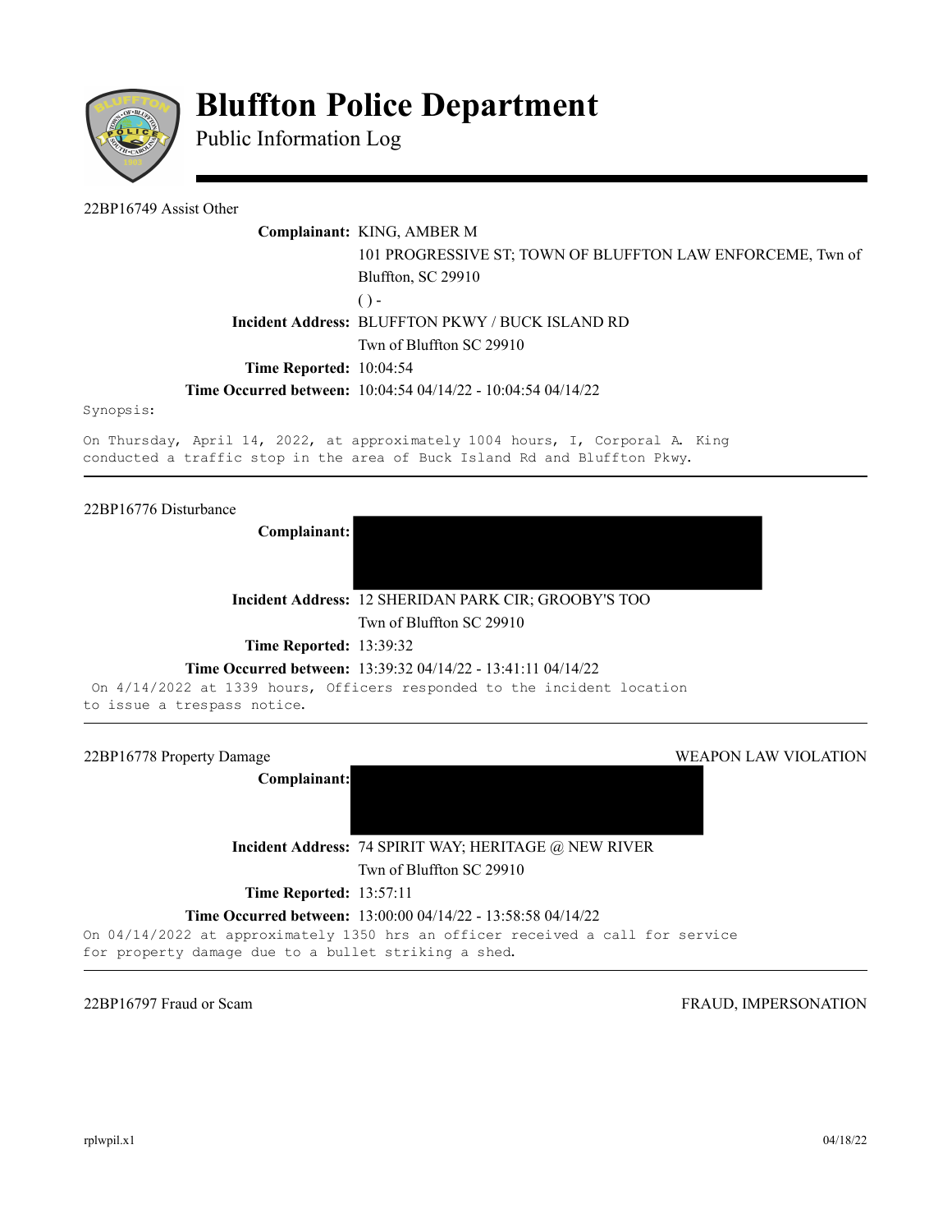# Bluffton Police Department

Public Information Log

---

22BP16749 Assist Other

**Complainant:** KING, AMBER M
101 PROGRESSIVE ST; TOWN OF BLUFFTON LAW ENFORCEME, Twn of Bluffton, SC 29910
( ) -

**Incident Address:** BLUFFTON PKWY / BUCK ISLAND RD
Twn of Bluffton SC 29910

**Time Reported:** 10:04:54

**Time Occurred between:** 10:04:54 04/14/22 - 10:04:54 04/14/22

Synopsis:

On Thursday, April 14, 2022, at approximately 1004 hours, I, Corporal A. King conducted a traffic stop in the area of Buck Island Rd and Bluffton Pkwy.

---

22BP16776 Disturbance

**Complainant:** [REDACTED]

**Incident Address:** 12 SHERIDAN PARK CIR; GROOBY'S TOO
Twn of Bluffton SC 29910

**Time Reported:** 13:39:32

**Time Occurred between:** 13:39:32 04/14/22 - 13:41:11 04/14/22

On 4/14/2022 at 1339 hours, Officers responded to the incident location to issue a trespass notice.

---

22BP16778 Property Damage — WEAPON LAW VIOLATION

**Complainant:** [REDACTED]

**Incident Address:** 74 SPIRIT WAY; HERITAGE @ NEW RIVER
Twn of Bluffton SC 29910

**Time Reported:** 13:57:11

**Time Occurred between:** 13:00:00 04/14/22 - 13:58:58 04/14/22

On 04/14/2022 at approximately 1350 hrs an officer received a call for service for property damage due to a bullet striking a shed.

---

22BP16797 Fraud or Scam — FRAUD, IMPERSONATION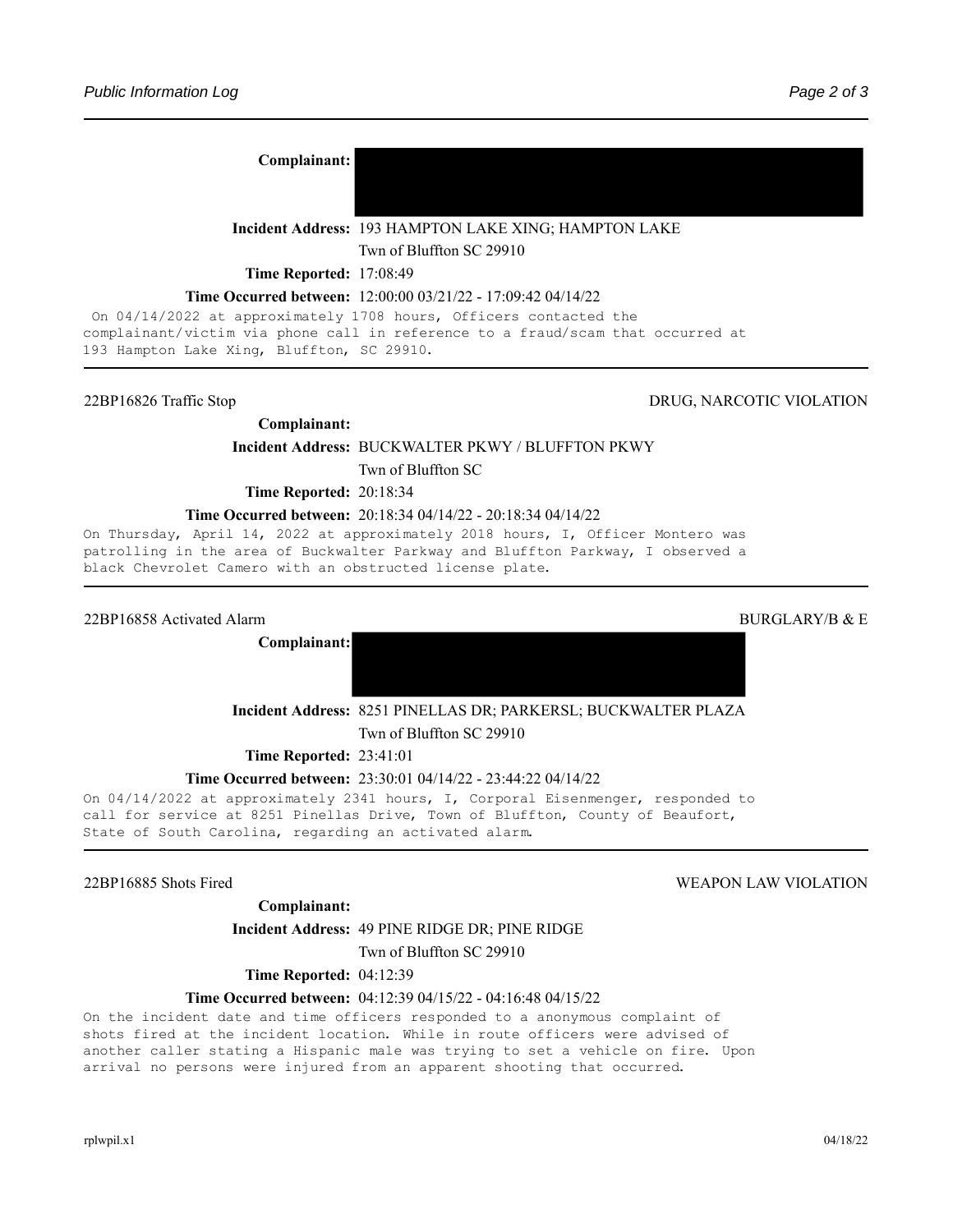**Complainant:** 

**Incident Address:** 193 HAMPTON LAKE XING; HAMPTON LAKE
Twn of Bluffton SC 29910

**Time Reported:** 17:08:49

**Time Occurred between:** 12:00:00 03/21/22 - 17:09:42 04/14/22

On 04/14/2022 at approximately 1708 hours, Officers contacted the complainant/victim via phone call in reference to a fraud/scam that occurred at 193 Hampton Lake Xing, Bluffton, SC 29910.

---

22BP16826 Traffic Stop — DRUG, NARCOTIC VIOLATION

**Complainant:**

**Incident Address:** BUCKWALTER PKWY / BLUFFTON PKWY
Twn of Bluffton SC

**Time Reported:** 20:18:34

**Time Occurred between:** 20:18:34 04/14/22 - 20:18:34 04/14/22

On Thursday, April 14, 2022 at approximately 2018 hours, I, Officer Montero was patrolling in the area of Buckwalter Parkway and Bluffton Parkway, I observed a black Chevrolet Camero with an obstructed license plate.

---

22BP16858 Activated Alarm — BURGLARY/B & E

**Complainant:** 

**Incident Address:** 8251 PINELLAS DR; PARKERSL; BUCKWALTER PLAZA
Twn of Bluffton SC 29910

**Time Reported:** 23:41:01

**Time Occurred between:** 23:30:01 04/14/22 - 23:44:22 04/14/22

On 04/14/2022 at approximately 2341 hours, I, Corporal Eisenmenger, responded to call for service at 8251 Pinellas Drive, Town of Bluffton, County of Beaufort, State of South Carolina, regarding an activated alarm.

---

22BP16885 Shots Fired — WEAPON LAW VIOLATION

**Complainant:**

**Incident Address:** 49 PINE RIDGE DR; PINE RIDGE
Twn of Bluffton SC 29910

**Time Reported:** 04:12:39

**Time Occurred between:** 04:12:39 04/15/22 - 04:16:48 04/15/22

On the incident date and time officers responded to a anonymous complaint of shots fired at the incident location. While in route officers were advised of another caller stating a Hispanic male was trying to set a vehicle on fire. Upon arrival no persons were injured from an apparent shooting that occurred.

---

rplwpil.x1 — 04/18/22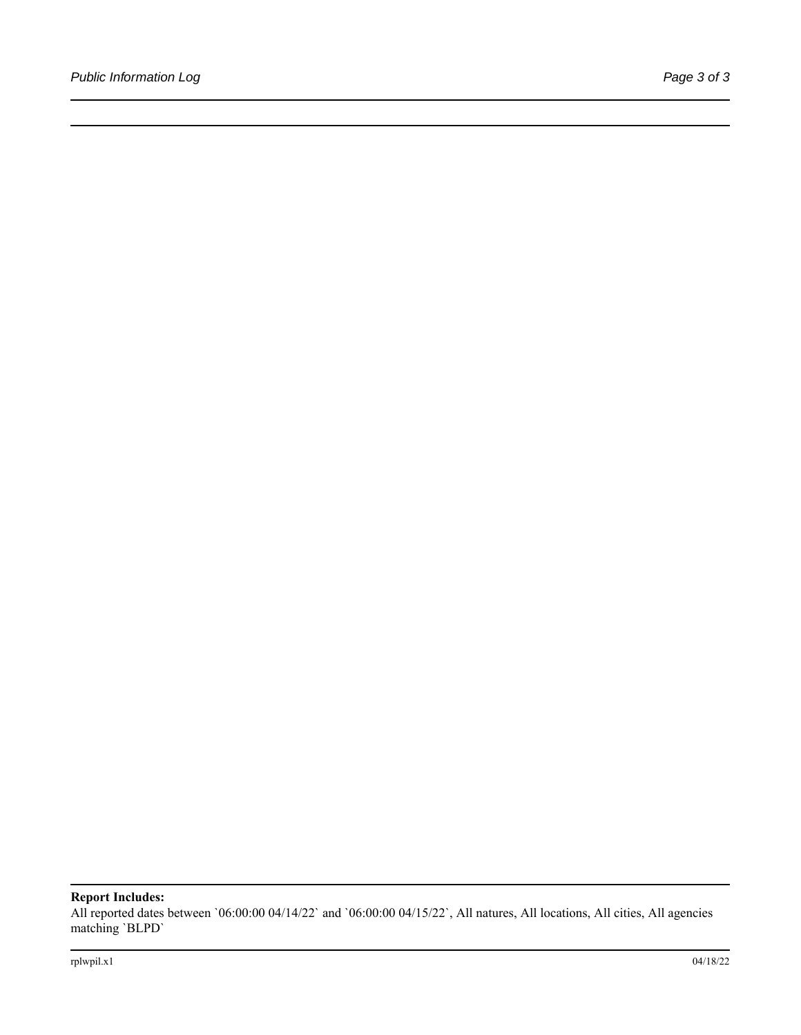**Report Includes:**

All reported dates between `06:00:00 04/14/22` and `06:00:00 04/15/22`, All natures, All locations, All cities, All agencies matching `BLPD`